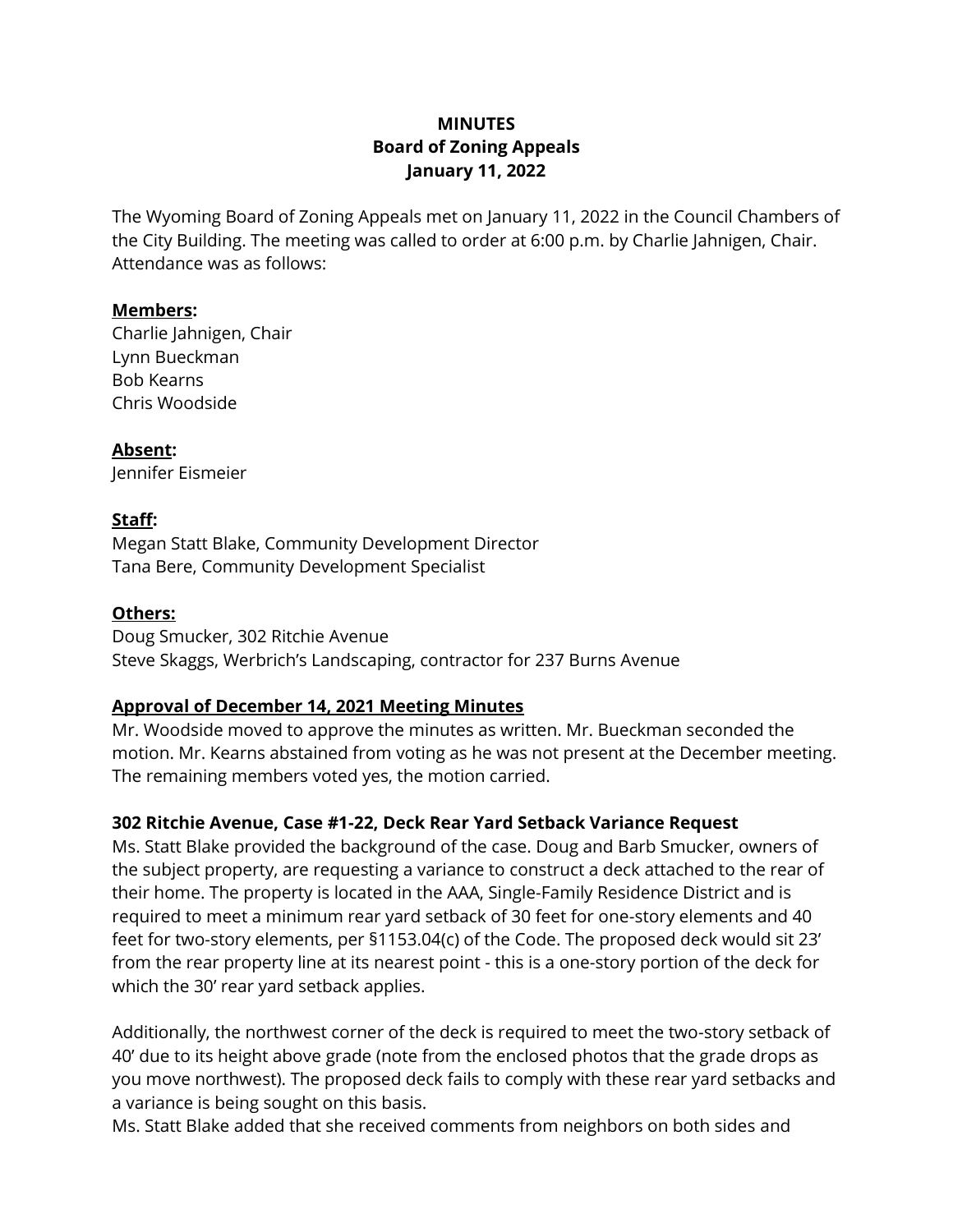# MINUTES
## Board of Zoning Appeals
## January 11, 2022

The Wyoming Board of Zoning Appeals met on January 11, 2022 in the Council Chambers of the City Building. The meeting was called to order at 6:00 p.m. by Charlie Jahnigen, Chair. Attendance was as follows:

**Members:**
Charlie Jahnigen, Chair
Lynn Bueckman
Bob Kearns
Chris Woodside

**Absent:**
Jennifer Eismeier

**Staff:**
Megan Statt Blake, Community Development Director
Tana Bere, Community Development Specialist

**Others:**
Doug Smucker, 302 Ritchie Avenue
Steve Skaggs, Werbrich's Landscaping, contractor for 237 Burns Avenue

**Approval of December 14, 2021 Meeting Minutes**

Mr. Woodside moved to approve the minutes as written. Mr. Bueckman seconded the motion. Mr. Kearns abstained from voting as he was not present at the December meeting. The remaining members voted yes, the motion carried.

**302 Ritchie Avenue, Case #1-22, Deck Rear Yard Setback Variance Request**

Ms. Statt Blake provided the background of the case. Doug and Barb Smucker, owners of the subject property, are requesting a variance to construct a deck attached to the rear of their home. The property is located in the AAA, Single-Family Residence District and is required to meet a minimum rear yard setback of 30 feet for one-story elements and 40 feet for two-story elements, per §1153.04(c) of the Code. The proposed deck would sit 23' from the rear property line at its nearest point - this is a one-story portion of the deck for which the 30' rear yard setback applies.

Additionally, the northwest corner of the deck is required to meet the two-story setback of 40' due to its height above grade (note from the enclosed photos that the grade drops as you move northwest). The proposed deck fails to comply with these rear yard setbacks and a variance is being sought on this basis.

Ms. Statt Blake added that she received comments from neighbors on both sides and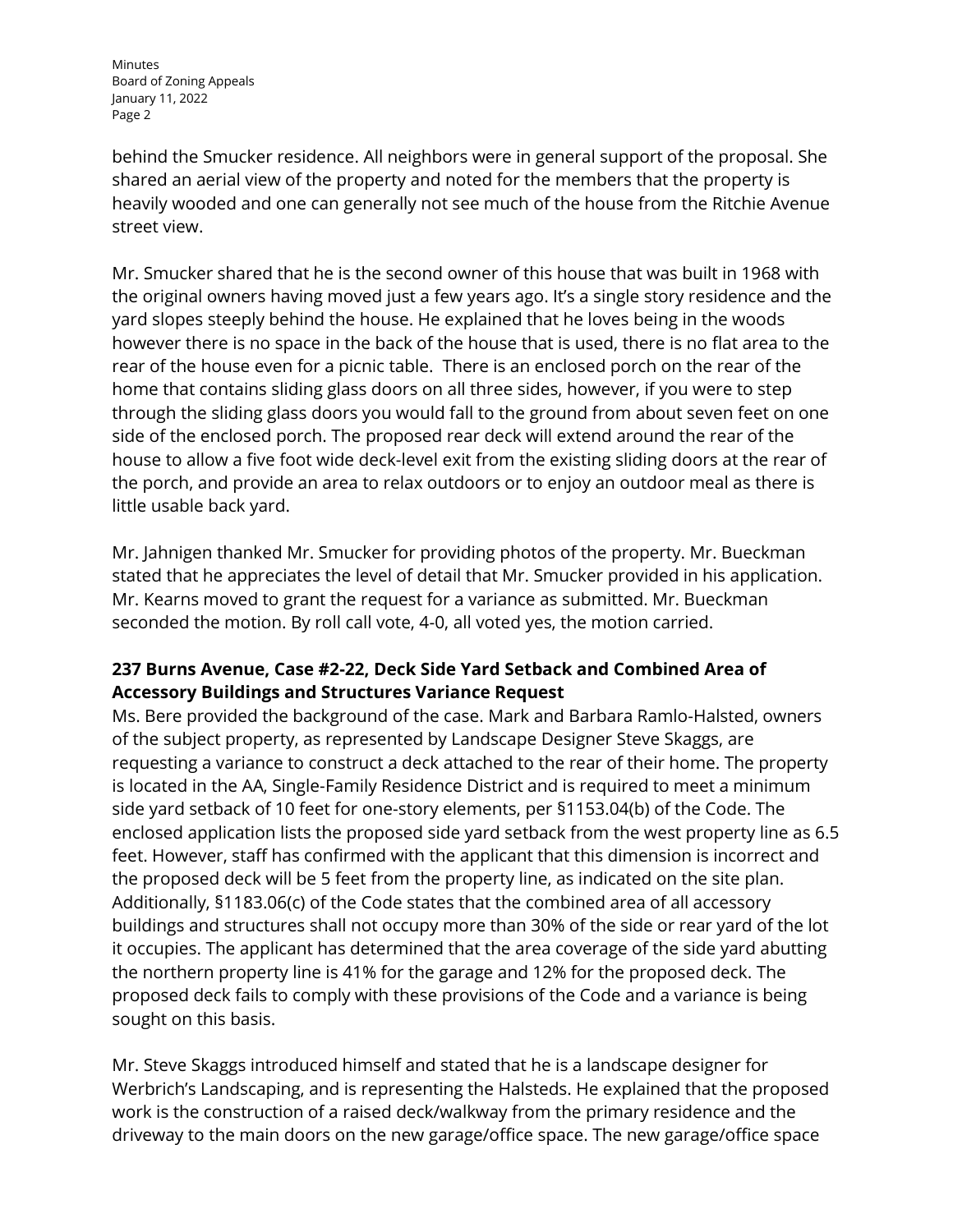behind the Smucker residence. All neighbors were in general support of the proposal. She shared an aerial view of the property and noted for the members that the property is heavily wooded and one can generally not see much of the house from the Ritchie Avenue street view.

Mr. Smucker shared that he is the second owner of this house that was built in 1968 with the original owners having moved just a few years ago. It's a single story residence and the yard slopes steeply behind the house. He explained that he loves being in the woods however there is no space in the back of the house that is used, there is no flat area to the rear of the house even for a picnic table. There is an enclosed porch on the rear of the home that contains sliding glass doors on all three sides, however, if you were to step through the sliding glass doors you would fall to the ground from about seven feet on one side of the enclosed porch. The proposed rear deck will extend around the rear of the house to allow a five foot wide deck-level exit from the existing sliding doors at the rear of the porch, and provide an area to relax outdoors or to enjoy an outdoor meal as there is little usable back yard.

Mr. Jahnigen thanked Mr. Smucker for providing photos of the property. Mr. Bueckman stated that he appreciates the level of detail that Mr. Smucker provided in his application. Mr. Kearns moved to grant the request for a variance as submitted. Mr. Bueckman seconded the motion. By roll call vote, 4-0, all voted yes, the motion carried.

**237 Burns Avenue, Case #2-22, Deck Side Yard Setback and Combined Area of Accessory Buildings and Structures Variance Request**

Ms. Bere provided the background of the case. Mark and Barbara Ramlo-Halsted, owners of the subject property, as represented by Landscape Designer Steve Skaggs, are requesting a variance to construct a deck attached to the rear of their home. The property is located in the AA, Single-Family Residence District and is required to meet a minimum side yard setback of 10 feet for one-story elements, per §1153.04(b) of the Code. The enclosed application lists the proposed side yard setback from the west property line as 6.5 feet. However, staff has confirmed with the applicant that this dimension is incorrect and the proposed deck will be 5 feet from the property line, as indicated on the site plan. Additionally, §1183.06(c) of the Code states that the combined area of all accessory buildings and structures shall not occupy more than 30% of the side or rear yard of the lot it occupies. The applicant has determined that the area coverage of the side yard abutting the northern property line is 41% for the garage and 12% for the proposed deck. The proposed deck fails to comply with these provisions of the Code and a variance is being sought on this basis.

Mr. Steve Skaggs introduced himself and stated that he is a landscape designer for Werbrich's Landscaping, and is representing the Halsteds. He explained that the proposed work is the construction of a raised deck/walkway from the primary residence and the driveway to the main doors on the new garage/office space. The new garage/office space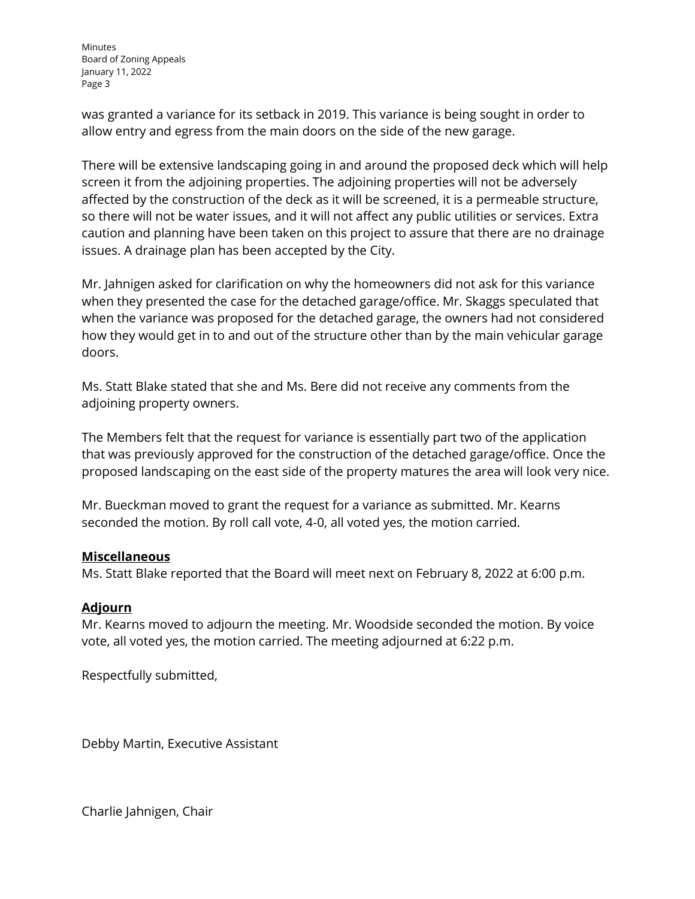was granted a variance for its setback in 2019. This variance is being sought in order to allow entry and egress from the main doors on the side of the new garage.

There will be extensive landscaping going in and around the proposed deck which will help screen it from the adjoining properties. The adjoining properties will not be adversely affected by the construction of the deck as it will be screened, it is a permeable structure, so there will not be water issues, and it will not affect any public utilities or services. Extra caution and planning have been taken on this project to assure that there are no drainage issues. A drainage plan has been accepted by the City.

Mr. Jahnigen asked for clarification on why the homeowners did not ask for this variance when they presented the case for the detached garage/office. Mr. Skaggs speculated that when the variance was proposed for the detached garage, the owners had not considered how they would get in to and out of the structure other than by the main vehicular garage doors.

Ms. Statt Blake stated that she and Ms. Bere did not receive any comments from the adjoining property owners.

The Members felt that the request for variance is essentially part two of the application that was previously approved for the construction of the detached garage/office. Once the proposed landscaping on the east side of the property matures the area will look very nice.

Mr. Bueckman moved to grant the request for a variance as submitted. Mr. Kearns seconded the motion. By roll call vote, 4-0, all voted yes, the motion carried.

**Miscellaneous**

Ms. Statt Blake reported that the Board will meet next on February 8, 2022 at 6:00 p.m.

**Adjourn**

Mr. Kearns moved to adjourn the meeting. Mr. Woodside seconded the motion. By voice vote, all voted yes, the motion carried. The meeting adjourned at 6:22 p.m.

Respectfully submitted,

Debby Martin, Executive Assistant

Charlie Jahnigen, Chair